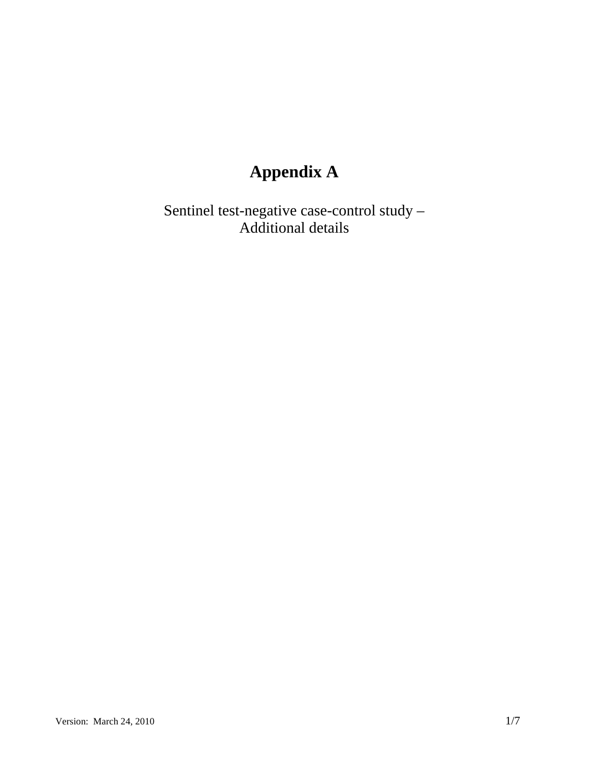# Appendix A

Sentinel test-negative case-control study –
Additional details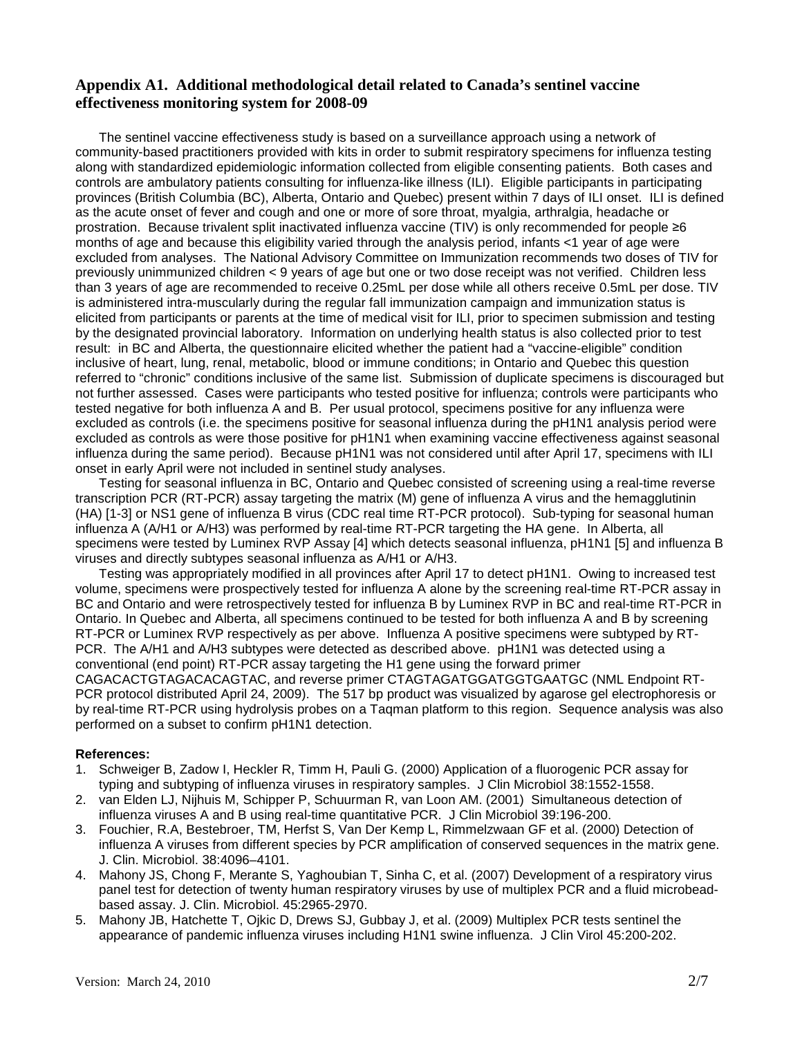## Appendix A1. Additional methodological detail related to Canada's sentinel vaccine effectiveness monitoring system for 2008-09

The sentinel vaccine effectiveness study is based on a surveillance approach using a network of community-based practitioners provided with kits in order to submit respiratory specimens for influenza testing along with standardized epidemiologic information collected from eligible consenting patients. Both cases and controls are ambulatory patients consulting for influenza-like illness (ILI). Eligible participants in participating provinces (British Columbia (BC), Alberta, Ontario and Quebec) present within 7 days of ILI onset. ILI is defined as the acute onset of fever and cough and one or more of sore throat, myalgia, arthralgia, headache or prostration. Because trivalent split inactivated influenza vaccine (TIV) is only recommended for people ≥6 months of age and because this eligibility varied through the analysis period, infants <1 year of age were excluded from analyses. The National Advisory Committee on Immunization recommends two doses of TIV for previously unimmunized children < 9 years of age but one or two dose receipt was not verified. Children less than 3 years of age are recommended to receive 0.25mL per dose while all others receive 0.5mL per dose. TIV is administered intra-muscularly during the regular fall immunization campaign and immunization status is elicited from participants or parents at the time of medical visit for ILI, prior to specimen submission and testing by the designated provincial laboratory. Information on underlying health status is also collected prior to test result: in BC and Alberta, the questionnaire elicited whether the patient had a "vaccine-eligible" condition inclusive of heart, lung, renal, metabolic, blood or immune conditions; in Ontario and Quebec this question referred to "chronic" conditions inclusive of the same list. Submission of duplicate specimens is discouraged but not further assessed. Cases were participants who tested positive for influenza; controls were participants who tested negative for both influenza A and B. Per usual protocol, specimens positive for any influenza were excluded as controls (i.e. the specimens positive for seasonal influenza during the pH1N1 analysis period were excluded as controls as were those positive for pH1N1 when examining vaccine effectiveness against seasonal influenza during the same period). Because pH1N1 was not considered until after April 17, specimens with ILI onset in early April were not included in sentinel study analyses.

Testing for seasonal influenza in BC, Ontario and Quebec consisted of screening using a real-time reverse transcription PCR (RT-PCR) assay targeting the matrix (M) gene of influenza A virus and the hemagglutinin (HA) [1-3] or NS1 gene of influenza B virus (CDC real time RT-PCR protocol). Sub-typing for seasonal human influenza A (A/H1 or A/H3) was performed by real-time RT-PCR targeting the HA gene. In Alberta, all specimens were tested by Luminex RVP Assay [4] which detects seasonal influenza, pH1N1 [5] and influenza B viruses and directly subtypes seasonal influenza as A/H1 or A/H3.

Testing was appropriately modified in all provinces after April 17 to detect pH1N1. Owing to increased test volume, specimens were prospectively tested for influenza A alone by the screening real-time RT-PCR assay in BC and Ontario and were retrospectively tested for influenza B by Luminex RVP in BC and real-time RT-PCR in Ontario. In Quebec and Alberta, all specimens continued to be tested for both influenza A and B by screening RT-PCR or Luminex RVP respectively as per above. Influenza A positive specimens were subtyped by RT-PCR. The A/H1 and A/H3 subtypes were detected as described above. pH1N1 was detected using a conventional (end point) RT-PCR assay targeting the H1 gene using the forward primer CAGACACTGTAGACACAGTAC, and reverse primer CTAGTAGATGGATGGTGAATGC (NML Endpoint RT-PCR protocol distributed April 24, 2009). The 517 bp product was visualized by agarose gel electrophoresis or by real-time RT-PCR using hydrolysis probes on a Taqman platform to this region. Sequence analysis was also performed on a subset to confirm pH1N1 detection.

**References:**

1. Schweiger B, Zadow I, Heckler R, Timm H, Pauli G. (2000) Application of a fluorogenic PCR assay for typing and subtyping of influenza viruses in respiratory samples. J Clin Microbiol 38:1552-1558.
2. van Elden LJ, Nijhuis M, Schipper P, Schuurman R, van Loon AM. (2001) Simultaneous detection of influenza viruses A and B using real-time quantitative PCR. J Clin Microbiol 39:196-200.
3. Fouchier, R.A, Bestebroer, TM, Herfst S, Van Der Kemp L, Rimmelzwaan GF et al. (2000) Detection of influenza A viruses from different species by PCR amplification of conserved sequences in the matrix gene. J. Clin. Microbiol. 38:4096–4101.
4. Mahony JS, Chong F, Merante S, Yaghoubian T, Sinha C, et al. (2007) Development of a respiratory virus panel test for detection of twenty human respiratory viruses by use of multiplex PCR and a fluid microbead-based assay. J. Clin. Microbiol. 45:2965-2970.
5. Mahony JB, Hatchette T, Ojkic D, Drews SJ, Gubbay J, et al. (2009) Multiplex PCR tests sentinel the appearance of pandemic influenza viruses including H1N1 swine influenza. J Clin Virol 45:200-202.

Version: March 24, 2010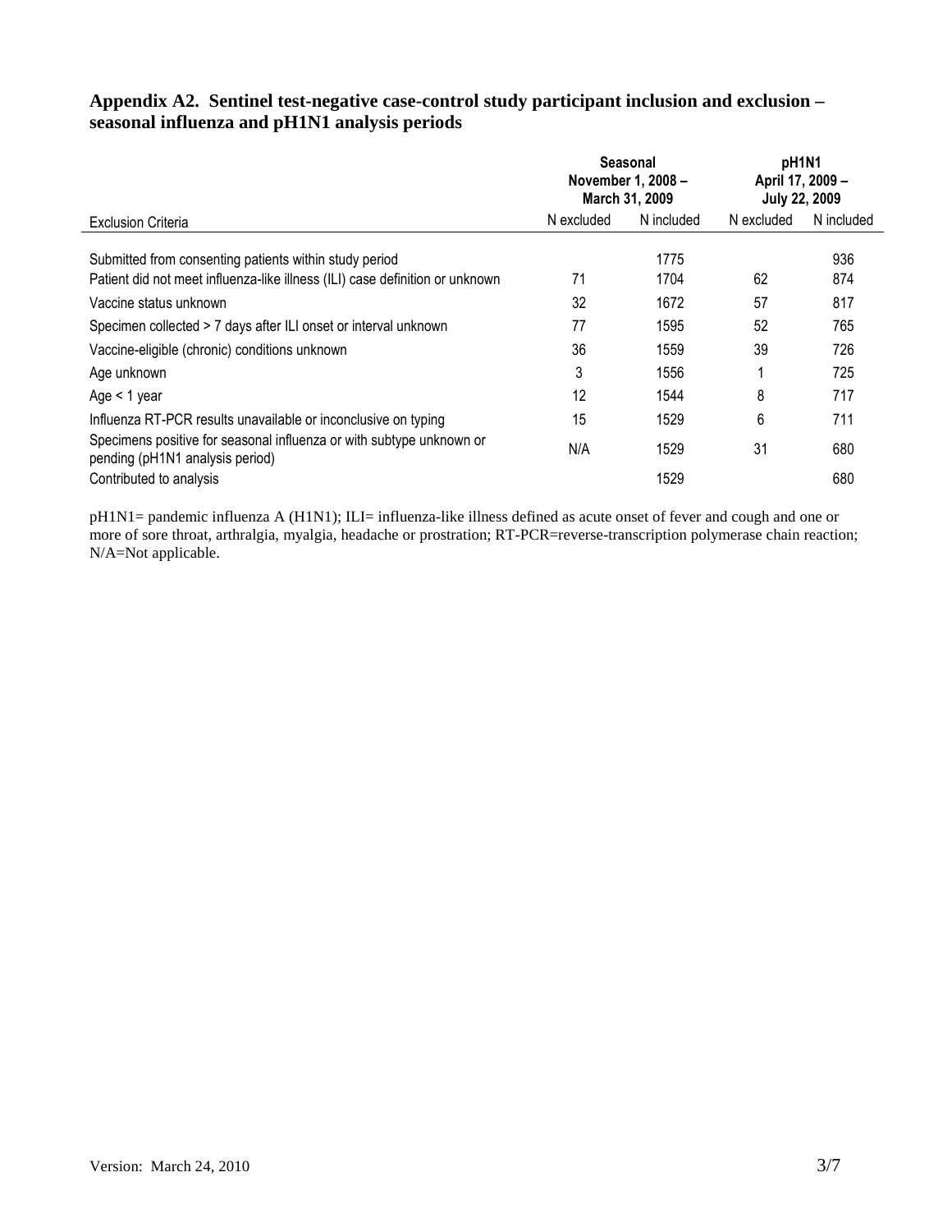### Appendix A2. Sentinel test-negative case-control study participant inclusion and exclusion – seasonal influenza and pH1N1 analysis periods

| | Seasonal November 1, 2008 – March 31, 2009 | | pH1N1 April 17, 2009 – July 22, 2009 | |
|---|---|---|---|---|
| Exclusion Criteria | N excluded | N included | N excluded | N included |
| Submitted from consenting patients within study period | | 1775 | | 936 |
| Patient did not meet influenza-like illness (ILI) case definition or unknown | 71 | 1704 | 62 | 874 |
| Vaccine status unknown | 32 | 1672 | 57 | 817 |
| Specimen collected > 7 days after ILI onset or interval unknown | 77 | 1595 | 52 | 765 |
| Vaccine-eligible (chronic) conditions unknown | 36 | 1559 | 39 | 726 |
| Age unknown | 3 | 1556 | 1 | 725 |
| Age < 1 year | 12 | 1544 | 8 | 717 |
| Influenza RT-PCR results unavailable or inconclusive on typing | 15 | 1529 | 6 | 711 |
| Specimens positive for seasonal influenza or with subtype unknown or pending (pH1N1 analysis period) | N/A | 1529 | 31 | 680 |
| Contributed to analysis | | 1529 | | 680 |

pH1N1= pandemic influenza A (H1N1); ILI= influenza-like illness defined as acute onset of fever and cough and one or more of sore throat, arthralgia, myalgia, headache or prostration; RT-PCR=reverse-transcription polymerase chain reaction; N/A=Not applicable.

Version: March 24, 2010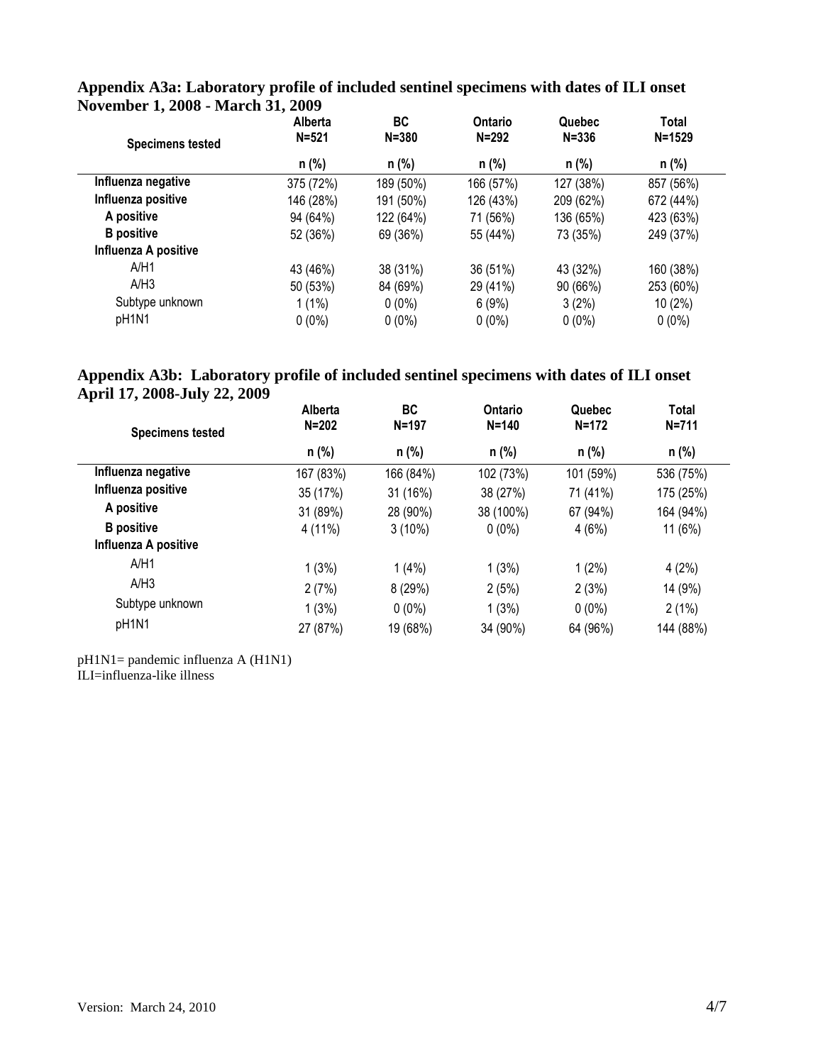## Appendix A3a: Laboratory profile of included sentinel specimens with dates of ILI onset November 1, 2008 - March 31, 2009

| Specimens tested | Alberta N=521 | BC N=380 | Ontario N=292 | Quebec N=336 | Total N=1529 |
|---|---|---|---|---|---|
| | n (%) | n (%) | n (%) | n (%) | n (%) |
| **Influenza negative** | 375 (72%) | 189 (50%) | 166 (57%) | 127 (38%) | 857 (56%) |
| **Influenza positive** | 146 (28%) | 191 (50%) | 126 (43%) | 209 (62%) | 672 (44%) |
| **A positive** | 94 (64%) | 122 (64%) | 71 (56%) | 136 (65%) | 423 (63%) |
| **B positive** | 52 (36%) | 69 (36%) | 55 (44%) | 73 (35%) | 249 (37%) |
| **Influenza A positive** | | | | | |
| A/H1 | 43 (46%) | 38 (31%) | 36 (51%) | 43 (32%) | 160 (38%) |
| A/H3 | 50 (53%) | 84 (69%) | 29 (41%) | 90 (66%) | 253 (60%) |
| Subtype unknown | 1 (1%) | 0 (0%) | 6 (9%) | 3 (2%) | 10 (2%) |
| pH1N1 | 0 (0%) | 0 (0%) | 0 (0%) | 0 (0%) | 0 (0%) |

## Appendix A3b: Laboratory profile of included sentinel specimens with dates of ILI onset April 17, 2008-July 22, 2009

| Specimens tested | Alberta N=202 | BC N=197 | Ontario N=140 | Quebec N=172 | Total N=711 |
|---|---|---|---|---|---|
| | n (%) | n (%) | n (%) | n (%) | n (%) |
| **Influenza negative** | 167 (83%) | 166 (84%) | 102 (73%) | 101 (59%) | 536 (75%) |
| **Influenza positive** | 35 (17%) | 31 (16%) | 38 (27%) | 71 (41%) | 175 (25%) |
| **A positive** | 31 (89%) | 28 (90%) | 38 (100%) | 67 (94%) | 164 (94%) |
| **B positive** | 4 (11%) | 3 (10%) | 0 (0%) | 4 (6%) | 11 (6%) |
| **Influenza A positive** | | | | | |
| A/H1 | 1 (3%) | 1 (4%) | 1 (3%) | 1 (2%) | 4 (2%) |
| A/H3 | 2 (7%) | 8 (29%) | 2 (5%) | 2 (3%) | 14 (9%) |
| Subtype unknown | 1 (3%) | 0 (0%) | 1 (3%) | 0 (0%) | 2 (1%) |
| pH1N1 | 27 (87%) | 19 (68%) | 34 (90%) | 64 (96%) | 144 (88%) |

pH1N1= pandemic influenza A (H1N1)
ILI=influenza-like illness

Version: March 24, 2010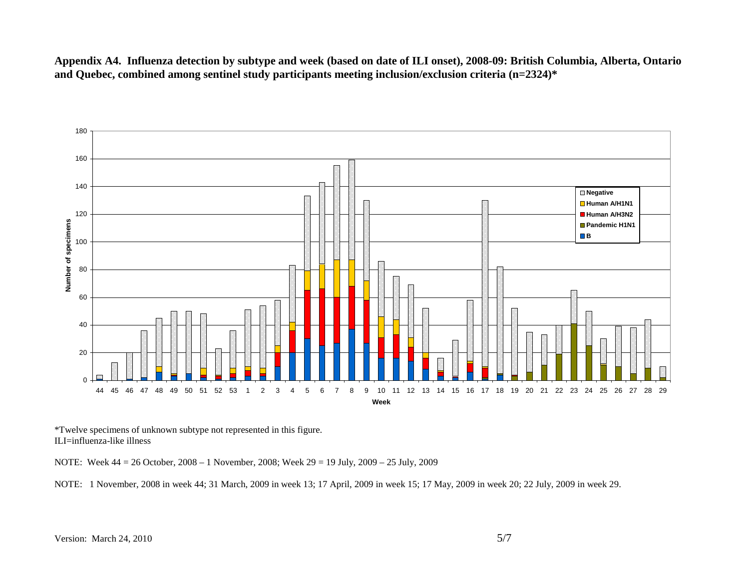**Appendix A4. Influenza detection by subtype and week (based on date of ILI onset), 2008-09: British Columbia, Alberta, Ontario and Quebec, combined among sentinel study participants meeting inclusion/exclusion criteria (n=2324)***

*Twelve specimens of unknown subtype not represented in this figure.
ILI=influenza-like illness

NOTE: Week 44 = 26 October, 2008 – 1 November, 2008; Week 29 = 19 July, 2009 – 25 July, 2009

NOTE: 1 November, 2008 in week 44; 31 March, 2009 in week 13; 17 April, 2009 in week 15; 17 May, 2009 in week 20; 22 July, 2009 in week 29.

Version: March 24, 2010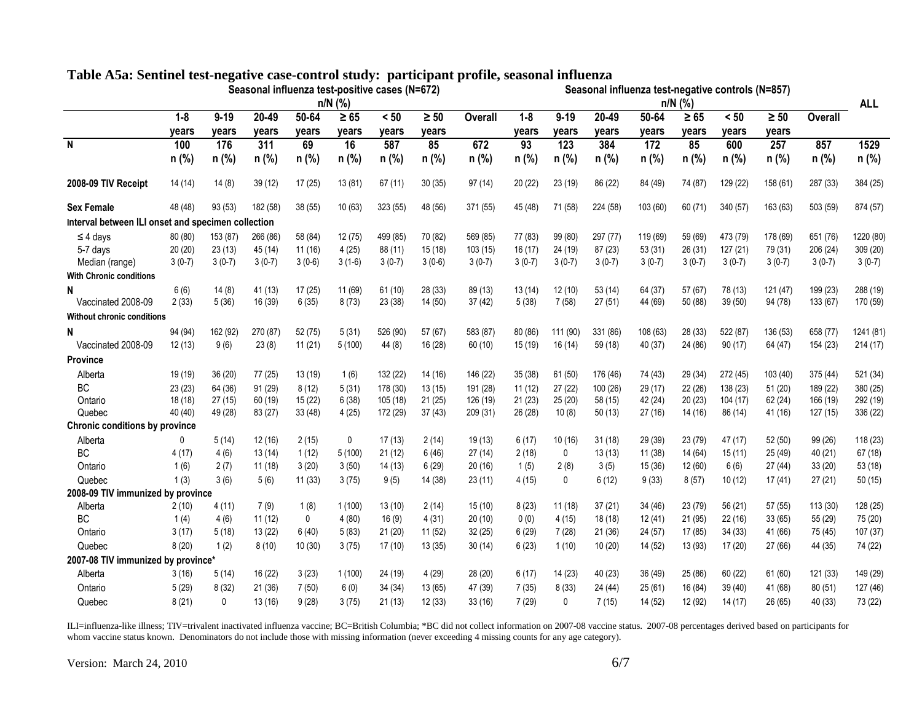# Table A5a: Sentinel test-negative case-control study: participant profile, seasonal influenza

| | Seasonal influenza test-positive cases (N=672) n/N (%) | | | | | | | | Seasonal influenza test-negative controls (N=857) n/N (%) | | | | | | | | ALL |
|---|---|---|---|---|---|---|---|---|---|---|---|---|---|---|---|---|---|
| | 1-8 years | 9-19 years | 20-49 years | 50-64 years | ≥ 65 years | < 50 years | ≥ 50 years | Overall | 1-8 years | 9-19 years | 20-49 years | 50-64 years | ≥ 65 years | < 50 years | ≥ 50 years | Overall | |
| **N** | **100** n (%) | **176** n (%) | **311** n (%) | **69** n (%) | **16** n (%) | **587** n (%) | **85** n (%) | **672** n (%) | **93** n (%) | **123** n (%) | **384** n (%) | **172** n (%) | **85** n (%) | **600** n (%) | **257** n (%) | **857** n (%) | **1529** n (%) |
| **2008-09 TIV Receipt** | 14 (14) | 14 (8) | 39 (12) | 17 (25) | 13 (81) | 67 (11) | 30 (35) | 97 (14) | 20 (22) | 23 (19) | 86 (22) | 84 (49) | 74 (87) | 129 (22) | 158 (61) | 287 (33) | 384 (25) |
| **Sex Female** | 48 (48) | 93 (53) | 182 (58) | 38 (55) | 10 (63) | 323 (55) | 48 (56) | 371 (55) | 45 (48) | 71 (58) | 224 (58) | 103 (60) | 60 (71) | 340 (57) | 163 (63) | 503 (59) | 874 (57) |
| **Interval between ILI onset and specimen collection** | | | | | | | | | | | | | | | | | |
| ≤ 4 days | 80 (80) | 153 (87) | 266 (86) | 58 (84) | 12 (75) | 499 (85) | 70 (82) | 569 (85) | 77 (83) | 99 (80) | 297 (77) | 119 (69) | 59 (69) | 473 (79) | 178 (69) | 651 (76) | 1220 (80) |
| 5-7 days | 20 (20) | 23 (13) | 45 (14) | 11 (16) | 4 (25) | 88 (11) | 15 (18) | 103 (15) | 16 (17) | 24 (19) | 87 (23) | 53 (31) | 26 (31) | 127 (21) | 79 (31) | 206 (24) | 309 (20) |
| Median (range) | 3 (0-7) | 3 (0-7) | 3 (0-7) | 3 (0-6) | 3 (1-6) | 3 (0-7) | 3 (0-6) | 3 (0-7) | 3 (0-7) | 3 (0-7) | 3 (0-7) | 3 (0-7) | 3 (0-7) | 3 (0-7) | 3 (0-7) | 3 (0-7) | 3 (0-7) |
| **With Chronic conditions** | | | | | | | | | | | | | | | | | |
| **N** | 6 (6) | 14 (8) | 41 (13) | 17 (25) | 11 (69) | 61 (10) | 28 (33) | 89 (13) | 13 (14) | 12 (10) | 53 (14) | 64 (37) | 57 (67) | 78 (13) | 121 (47) | 199 (23) | 288 (19) |
| Vaccinated 2008-09 | 2 (33) | 5 (36) | 16 (39) | 6 (35) | 8 (73) | 23 (38) | 14 (50) | 37 (42) | 5 (38) | 7 (58) | 27 (51) | 44 (69) | 50 (88) | 39 (50) | 94 (78) | 133 (67) | 170 (59) |
| **Without chronic conditions** | | | | | | | | | | | | | | | | | |
| **N** | 94 (94) | 162 (92) | 270 (87) | 52 (75) | 5 (31) | 526 (90) | 57 (67) | 583 (87) | 80 (86) | 111 (90) | 331 (86) | 108 (63) | 28 (33) | 522 (87) | 136 (53) | 658 (77) | 1241 (81) |
| Vaccinated 2008-09 | 12 (13) | 9 (6) | 23 (8) | 11 (21) | 5 (100) | 44 (8) | 16 (28) | 60 (10) | 15 (19) | 16 (14) | 59 (18) | 40 (37) | 24 (86) | 90 (17) | 64 (47) | 154 (23) | 214 (17) |
| **Province** | | | | | | | | | | | | | | | | | |
| Alberta | 19 (19) | 36 (20) | 77 (25) | 13 (19) | 1 (6) | 132 (22) | 14 (16) | 146 (22) | 35 (38) | 61 (50) | 176 (46) | 74 (43) | 29 (34) | 272 (45) | 103 (40) | 375 (44) | 521 (34) |
| BC | 23 (23) | 64 (36) | 91 (29) | 8 (12) | 5 (31) | 178 (30) | 13 (15) | 191 (28) | 11 (12) | 27 (22) | 100 (26) | 29 (17) | 22 (26) | 138 (23) | 51 (20) | 189 (22) | 380 (25) |
| Ontario | 18 (18) | 27 (15) | 60 (19) | 15 (22) | 6 (38) | 105 (18) | 21 (25) | 126 (19) | 21 (23) | 25 (20) | 58 (15) | 42 (24) | 20 (23) | 104 (17) | 62 (24) | 166 (19) | 292 (19) |
| Quebec | 40 (40) | 49 (28) | 83 (27) | 33 (48) | 4 (25) | 172 (29) | 37 (43) | 209 (31) | 26 (28) | 10 (8) | 50 (13) | 27 (16) | 14 (16) | 86 (14) | 41 (16) | 127 (15) | 336 (22) |
| **Chronic conditions by province** | | | | | | | | | | | | | | | | | |
| Alberta | 0 | 5 (14) | 12 (16) | 2 (15) | 0 | 17 (13) | 2 (14) | 19 (13) | 6 (17) | 10 (16) | 31 (18) | 29 (39) | 23 (79) | 47 (17) | 52 (50) | 99 (26) | 118 (23) |
| BC | 4 (17) | 4 (6) | 13 (14) | 1 (12) | 5 (100) | 21 (12) | 6 (46) | 27 (14) | 2 (18) | 0 | 13 (13) | 11 (38) | 14 (64) | 15 (11) | 25 (49) | 40 (21) | 67 (18) |
| Ontario | 1 (6) | 2 (7) | 11 (18) | 3 (20) | 3 (50) | 14 (13) | 6 (29) | 20 (16) | 1 (5) | 2 (8) | 3 (5) | 15 (36) | 12 (60) | 6 (6) | 27 (44) | 33 (20) | 53 (18) |
| Quebec | 1 (3) | 3 (6) | 5 (6) | 11 (33) | 3 (75) | 9 (5) | 14 (38) | 23 (11) | 4 (15) | 0 | 6 (12) | 9 (33) | 8 (57) | 10 (12) | 17 (41) | 27 (21) | 50 (15) |
| **2008-09 TIV immunized by province** | | | | | | | | | | | | | | | | | |
| Alberta | 2 (10) | 4 (11) | 7 (9) | 1 (8) | 1 (100) | 13 (10) | 2 (14) | 15 (10) | 8 (23) | 11 (18) | 37 (21) | 34 (46) | 23 (79) | 56 (21) | 57 (55) | 113 (30) | 128 (25) |
| BC | 1 (4) | 4 (6) | 11 (12) | 0 | 4 (80) | 16 (9) | 4 (31) | 20 (10) | 0 (0) | 4 (15) | 18 (18) | 12 (41) | 21 (95) | 22 (16) | 33 (65) | 55 (29) | 75 (20) |
| Ontario | 3 (17) | 5 (18) | 13 (22) | 6 (40) | 5 (83) | 21 (20) | 11 (52) | 32 (25) | 6 (29) | 7 (28) | 21 (36) | 24 (57) | 17 (85) | 34 (33) | 41 (66) | 75 (45) | 107 (37) |
| Quebec | 8 (20) | 1 (2) | 8 (10) | 10 (30) | 3 (75) | 17 (10) | 13 (35) | 30 (14) | 6 (23) | 1 (10) | 10 (20) | 14 (52) | 13 (93) | 17 (20) | 27 (66) | 44 (35) | 74 (22) |
| **2007-08 TIV immunized by province*** | | | | | | | | | | | | | | | | | |
| Alberta | 3 (16) | 5 (14) | 16 (22) | 3 (23) | 1 (100) | 24 (19) | 4 (29) | 28 (20) | 6 (17) | 14 (23) | 40 (23) | 36 (49) | 25 (86) | 60 (22) | 61 (60) | 121 (33) | 149 (29) |
| Ontario | 5 (29) | 8 (32) | 21 (36) | 7 (50) | 6 (0) | 34 (34) | 13 (65) | 47 (39) | 7 (35) | 8 (33) | 24 (44) | 25 (61) | 16 (84) | 39 (40) | 41 (68) | 80 (51) | 127 (46) |
| Quebec | 8 (21) | 0 | 13 (16) | 9 (28) | 3 (75) | 21 (13) | 12 (33) | 33 (16) | 7 (29) | 0 | 7 (15) | 14 (52) | 12 (92) | 14 (17) | 26 (65) | 40 (33) | 73 (22) |

ILI=influenza-like illness; TIV=trivalent inactivated influenza vaccine; BC=British Columbia; *BC did not collect information on 2007-08 vaccine status. 2007-08 percentages derived based on participants for whom vaccine status known. Denominators do not include those with missing information (never exceeding 4 missing counts for any age category).

Version: March 24, 2010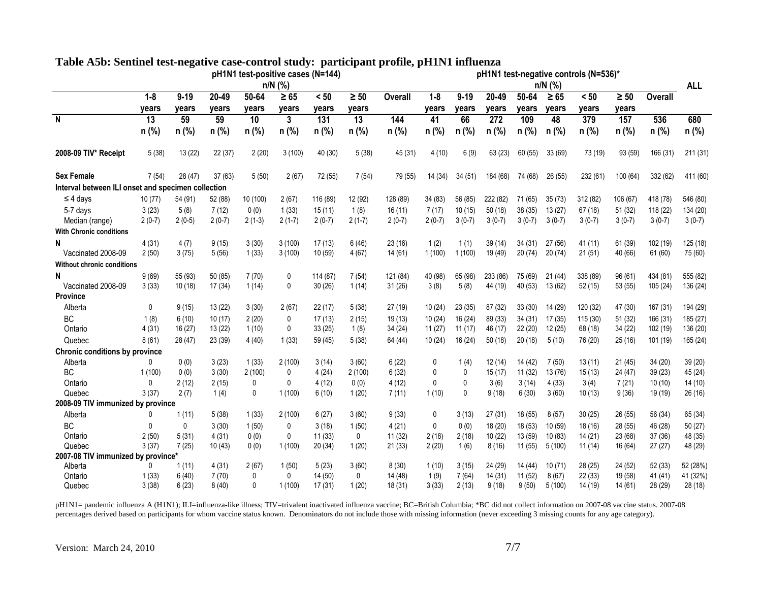# Table A5b: Sentinel test-negative case-control study: participant profile, pH1N1 influenza

| | pH1N1 test-positive cases (N=144) n/N (%) | | | | | | | | pH1N1 test-negative controls (N=536)* n/N (%) | | | | | | | | ALL |
|---|---|---|---|---|---|---|---|---|---|---|---|---|---|---|---|---|---|
| | 1-8 years | 9-19 years | 20-49 years | 50-64 years | ≥ 65 years | < 50 years | ≥ 50 years | Overall | 1-8 years | 9-19 years | 20-49 years | 50-64 years | ≥ 65 years | < 50 years | ≥ 50 years | Overall | |
| **N** | 13 n (%) | 59 n (%) | 59 n (%) | 10 n (%) | 3 n (%) | 131 n (%) | 13 n (%) | 144 n (%) | 41 n (%) | 66 n (%) | 272 n (%) | 109 n (%) | 48 n (%) | 379 n (%) | 157 n (%) | 536 n (%) | 680 n (%) |
| **2008-09 TIV* Receipt** | 5 (38) | 13 (22) | 22 (37) | 2 (20) | 3 (100) | 40 (30) | 5 (38) | 45 (31) | 4 (10) | 6 (9) | 63 (23) | 60 (55) | 33 (69) | 73 (19) | 93 (59) | 166 (31) | 211 (31) |
| **Sex Female** | 7 (54) | 28 (47) | 37 (63) | 5 (50) | 2 (67) | 72 (55) | 7 (54) | 79 (55) | 14 (34) | 34 (51) | 184 (68) | 74 (68) | 26 (55) | 232 (61) | 100 (64) | 332 (62) | 411 (60) |
| **Interval between ILI onset and specimen collection** | | | | | | | | | | | | | | | | | |
| ≤ 4 days | 10 (77) | 54 (91) | 52 (88) | 10 (100) | 2 (67) | 116 (89) | 12 (92) | 128 (89) | 34 (83) | 56 (85) | 222 (82) | 71 (65) | 35 (73) | 312 (82) | 106 (67) | 418 (78) | 546 (80) |
| 5-7 days | 3 (23) | 5 (8) | 7 (12) | 0 (0) | 1 (33) | 15 (11) | 1 (8) | 16 (11) | 7 (17) | 10 (15) | 50 (18) | 38 (35) | 13 (27) | 67 (18) | 51 (32) | 118 (22) | 134 (20) |
| Median (range) | 2 (0-7) | 2 (0-5) | 2 (0-7) | 2 (1-3) | 2 (1-7) | 2 (0-7) | 2 (1-7) | 2 (0-7) | 2 (0-7) | 3 (0-7) | 3 (0-7) | 3 (0-7) | 3 (0-7) | 3 (0-7) | 3 (0-7) | 3 (0-7) | 3 (0-7) |
| **With Chronic conditions** | | | | | | | | | | | | | | | | | |
| **N** | 4 (31) | 4 (7) | 9 (15) | 3 (30) | 3 (100) | 17 (13) | 6 (46) | 23 (16) | 1 (2) | 1 (1) | 39 (14) | 34 (31) | 27 (56) | 41 (11) | 61 (39) | 102 (19) | 125 (18) |
| Vaccinated 2008-09 | 2 (50) | 3 (75) | 5 (56) | 1 (33) | 3 (100) | 10 (59) | 4 (67) | 14 (61) | 1 (100) | 1 (100) | 19 (49) | 20 (74) | 20 (74) | 21 (51) | 40 (66) | 61 (60) | 75 (60) |
| **Without chronic conditions** | | | | | | | | | | | | | | | | | |
| **N** | 9 (69) | 55 (93) | 50 (85) | 7 (70) | 0 | 114 (87) | 7 (54) | 121 (84) | 40 (98) | 65 (98) | 233 (86) | 75 (69) | 21 (44) | 338 (89) | 96 (61) | 434 (81) | 555 (82) |
| Vaccinated 2008-09 | 3 (33) | 10 (18) | 17 (34) | 1 (14) | 0 | 30 (26) | 1 (14) | 31 (26) | 3 (8) | 5 (8) | 44 (19) | 40 (53) | 13 (62) | 52 (15) | 53 (55) | 105 (24) | 136 (24) |
| **Province** | | | | | | | | | | | | | | | | | |
| Alberta | 0 | 9 (15) | 13 (22) | 3 (30) | 2 (67) | 22 (17) | 5 (38) | 27 (19) | 10 (24) | 23 (35) | 87 (32) | 33 (30) | 14 (29) | 120 (32) | 47 (30) | 167 (31) | 194 (29) |
| BC | 1 (8) | 6 (10) | 10 (17) | 2 (20) | 0 | 17 (13) | 2 (15) | 19 (13) | 10 (24) | 16 (24) | 89 (33) | 34 (31) | 17 (35) | 115 (30) | 51 (32) | 166 (31) | 185 (27) |
| Ontario | 4 (31) | 16 (27) | 13 (22) | 1 (10) | 0 | 33 (25) | 1 (8) | 34 (24) | 11 (27) | 11 (17) | 46 (17) | 22 (20) | 12 (25) | 68 (18) | 34 (22) | 102 (19) | 136 (20) |
| Quebec | 8 (61) | 28 (47) | 23 (39) | 4 (40) | 1 (33) | 59 (45) | 5 (38) | 64 (44) | 10 (24) | 16 (24) | 50 (18) | 20 (18) | 5 (10) | 76 (20) | 25 (16) | 101 (19) | 165 (24) |
| **Chronic conditions by province** | | | | | | | | | | | | | | | | | |
| Alberta | 0 | 0 (0) | 3 (23) | 1 (33) | 2 (100) | 3 (14) | 3 (60) | 6 (22) | 0 | 1 (4) | 12 (14) | 14 (42) | 7 (50) | 13 (11) | 21 (45) | 34 (20) | 39 (20) |
| BC | 1 (100) | 0 (0) | 3 (30) | 2 (100) | 0 | 4 (24) | 2 (100) | 6 (32) | 0 | 0 | 15 (17) | 11 (32) | 13 (76) | 15 (13) | 24 (47) | 39 (23) | 45 (24) |
| Ontario | 0 | 2 (12) | 2 (15) | 0 | 0 | 4 (12) | 0 (0) | 4 (12) | 0 | 0 | 3 (6) | 3 (14) | 4 (33) | 3 (4) | 7 (21) | 10 (10) | 14 (10) |
| Quebec | 3 (37) | 2 (7) | 1 (4) | 0 | 1 (100) | 6 (10) | 1 (20) | 7 (11) | 1 (10) | 0 | 9 (18) | 6 (30) | 3 (60) | 10 (13) | 9 (36) | 19 (19) | 26 (16) |
| **2008-09 TIV immunized by province** | | | | | | | | | | | | | | | | | |
| Alberta | 0 | 1 (11) | 5 (38) | 1 (33) | 2 (100) | 6 (27) | 3 (60) | 9 (33) | 0 | 3 (13) | 27 (31) | 18 (55) | 8 (57) | 30 (25) | 26 (55) | 56 (34) | 65 (34) |
| BC | 0 | 0 | 3 (30) | 1 (50) | 0 | 3 (18) | 1 (50) | 4 (21) | 0 | 0 (0) | 18 (20) | 18 (53) | 10 (59) | 18 (16) | 28 (55) | 46 (28) | 50 (27) |
| Ontario | 2 (50) | 5 (31) | 4 (31) | 0 (0) | 0 | 11 (33) | 0 | 11 (32) | 2 (18) | 2 (18) | 10 (22) | 13 (59) | 10 (83) | 14 (21) | 23 (68) | 37 (36) | 48 (35) |
| Quebec | 3 (37) | 7 (25) | 10 (43) | 0 (0) | 1 (100) | 20 (34) | 1 (20) | 21 (33) | 2 (20) | 1 (6) | 8 (16) | 11 (55) | 5 (100) | 11 (14) | 16 (64) | 27 (27) | 48 (29) |
| **2007-08 TIV immunized by province*** | | | | | | | | | | | | | | | | | |
| Alberta | 0 | 1 (11) | 4 (31) | 2 (67) | 1 (50) | 5 (23) | 3 (60) | 8 (30) | 1 (10) | 3 (15) | 24 (29) | 14 (44) | 10 (71) | 28 (25) | 24 (52) | 52 (33) | 52 (28%) |
| Ontario | 1 (33) | 6 (40) | 7 (70) | 0 | 0 | 14 (50) | 0 | 14 (48) | 1 (9) | 7 (64) | 14 (31) | 11 (52) | 8 (67) | 22 (33) | 19 (58) | 41 (41) | 41 (32%) |
| Quebec | 3 (38) | 6 (23) | 8 (40) | 0 | 1 (100) | 17 (31) | 1 (20) | 18 (31) | 3 (33) | 2 (13) | 9 (18) | 9 (50) | 5 (100) | 14 (19) | 14 (61) | 28 (29) | 28 (18) |

pH1N1= pandemic influenza A (H1N1); ILI=influenza-like illness; TIV=trivalent inactivated influenza vaccine; BC=British Columbia; *BC did not collect information on 2007-08 vaccine status. 2007-08 percentages derived based on participants for whom vaccine status known. Denominators do not include those with missing information (never exceeding 3 missing counts for any age category).

Version: March 24, 2010